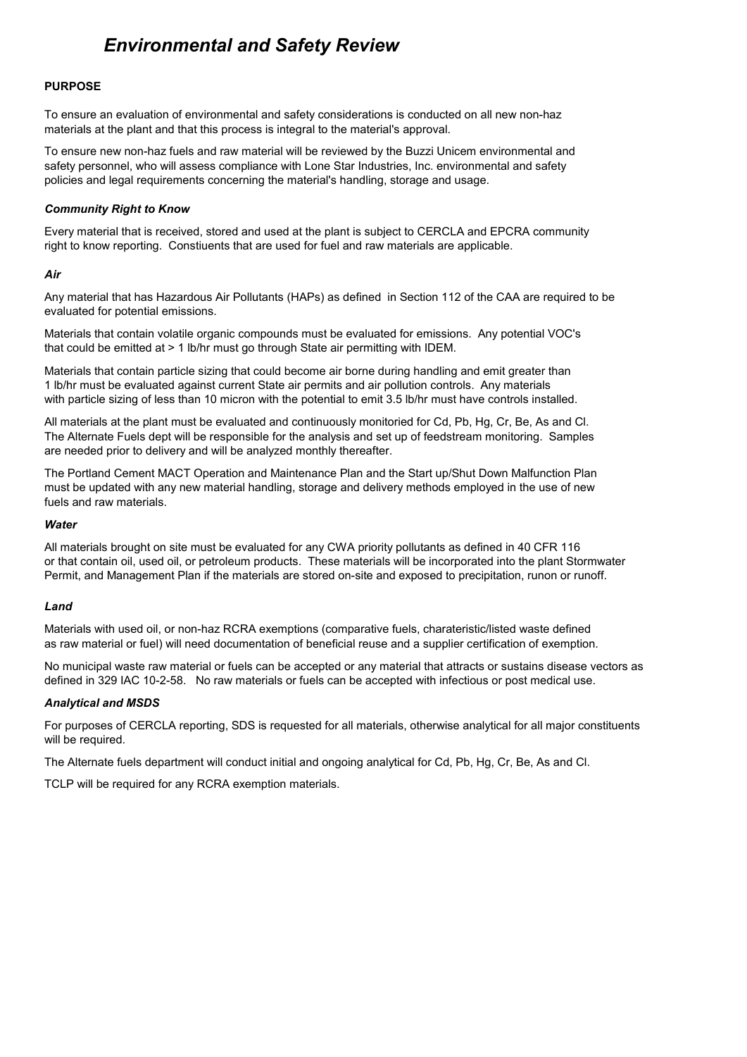# *Environmental and Safety Review*

**PURPOSE**

To ensure an evaluation of environmental and safety considerations is conducted on all new non-haz materials at the plant and that this process is integral to the material's approval.

To ensure new non-haz fuels and raw material will be reviewed by the Buzzi Unicem environmental and safety personnel, who will assess compliance with Lone Star Industries, Inc. environmental and safety policies and legal requirements concerning the material's handling, storage and usage.

***Community Right to Know***

Every material that is received, stored and used at the plant is subject to CERCLA and EPCRA community right to know reporting. Constiuents that are used for fuel and raw materials are applicable.

***Air***

Any material that has Hazardous Air Pollutants (HAPs) as defined in Section 112 of the CAA are required to be evaluated for potential emissions.

Materials that contain volatile organic compounds must be evaluated for emissions. Any potential VOC's that could be emitted at > 1 lb/hr must go through State air permitting with IDEM.

Materials that contain particle sizing that could become air borne during handling and emit greater than 1 lb/hr must be evaluated against current State air permits and air pollution controls. Any materials with particle sizing of less than 10 micron with the potential to emit 3.5 lb/hr must have controls installed.

All materials at the plant must be evaluated and continuously monitoried for Cd, Pb, Hg, Cr, Be, As and Cl. The Alternate Fuels dept will be responsible for the analysis and set up of feedstream monitoring. Samples are needed prior to delivery and will be analyzed monthly thereafter.

The Portland Cement MACT Operation and Maintenance Plan and the Start up/Shut Down Malfunction Plan must be updated with any new material handling, storage and delivery methods employed in the use of new fuels and raw materials.

***Water***

All materials brought on site must be evaluated for any CWA priority pollutants as defined in 40 CFR 116 or that contain oil, used oil, or petroleum products. These materials will be incorporated into the plant Stormwater Permit, and Management Plan if the materials are stored on-site and exposed to precipitation, runon or runoff.

***Land***

Materials with used oil, or non-haz RCRA exemptions (comparative fuels, charateristic/listed waste defined as raw material or fuel) will need documentation of beneficial reuse and a supplier certification of exemption.

No municipal waste raw material or fuels can be accepted or any material that attracts or sustains disease vectors as defined in 329 IAC 10-2-58. No raw materials or fuels can be accepted with infectious or post medical use.

***Analytical and MSDS***

For purposes of CERCLA reporting, SDS is requested for all materials, otherwise analytical for all major constituents will be required.

The Alternate fuels department will conduct initial and ongoing analytical for Cd, Pb, Hg, Cr, Be, As and Cl.

TCLP will be required for any RCRA exemption materials.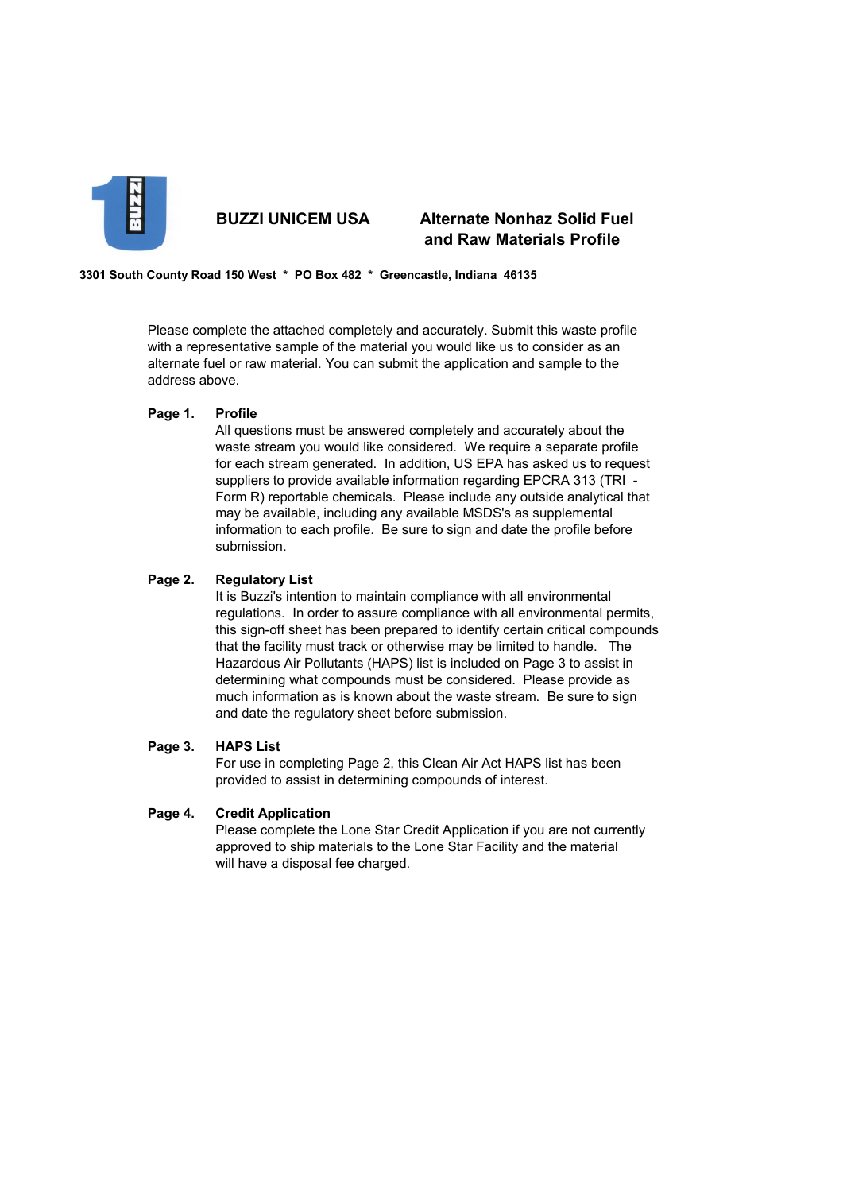# BUZZI UNICEM USA

## Alternate Nonhaz Solid Fuel and Raw Materials Profile

**3301 South County Road 150 West * PO Box 482 * Greencastle, Indiana 46135**

Please complete the attached completely and accurately. Submit this waste profile with a representative sample of the material you would like us to consider as an alternate fuel or raw material. You can submit the application and sample to the address above.

**Page 1. Profile**

All questions must be answered completely and accurately about the waste stream you would like considered. We require a separate profile for each stream generated. In addition, US EPA has asked us to request suppliers to provide available information regarding EPCRA 313 (TRI - Form R) reportable chemicals. Please include any outside analytical that may be available, including any available MSDS's as supplemental information to each profile. Be sure to sign and date the profile before submission.

**Page 2. Regulatory List**

It is Buzzi's intention to maintain compliance with all environmental regulations. In order to assure compliance with all environmental permits, this sign-off sheet has been prepared to identify certain critical compounds that the facility must track or otherwise may be limited to handle. The Hazardous Air Pollutants (HAPS) list is included on Page 3 to assist in determining what compounds must be considered. Please provide as much information as is known about the waste stream. Be sure to sign and date the regulatory sheet before submission.

**Page 3. HAPS List**

For use in completing Page 2, this Clean Air Act HAPS list has been provided to assist in determining compounds of interest.

**Page 4. Credit Application**

Please complete the Lone Star Credit Application if you are not currently approved to ship materials to the Lone Star Facility and the material will have a disposal fee charged.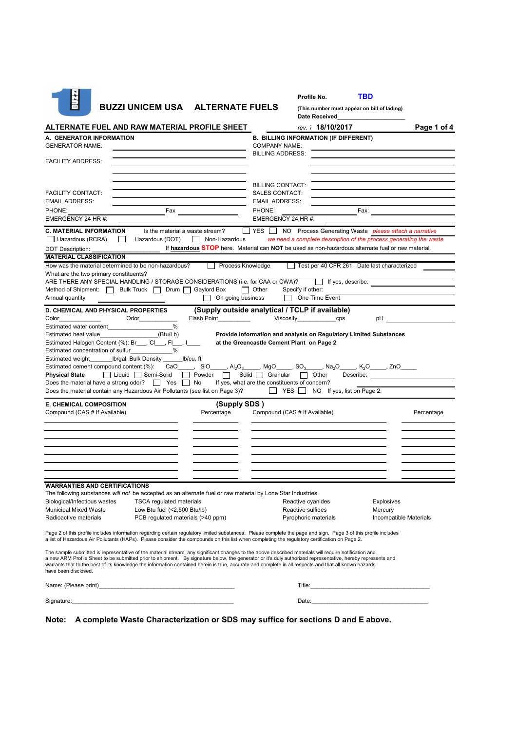BUZZI UNICEM USA ALTERNATE FUELS

**Profile No.** TBD

**(This number must appear on bill of lading)**

**Date Received**\_\_\_\_\_\_\_\_\_\_\_\_\_\_\_\_\_\_

## ALTERNATE FUEL AND RAW MATERIAL PROFILE SHEET

*rev. 7* **18/10/2017**

### A. GENERATOR INFORMATION

GENERATOR NAME:

FACILITY ADDRESS:

FACILITY CONTACT:

EMAIL ADDRESS:

PHONE: Fax

EMERGENCY 24 HR #:

### B. BILLING INFORMATION (IF DIFFERENT)

COMPANY NAME:

BILLING ADDRESS:

BILLING CONTACT:

SALES CONTACT:

EMAIL ADDRESS:

PHONE: Fax:

EMERGENCY 24 HR #:

### C. MATERIAL INFORMATION

Is the material a waste stream? ☐ YES ☐ NO Process Generating Waste *please attach a narrative*

☐ Hazardous (RCRA) ☐ Hazardous (DOT) ☐ Non-Hazardous *we need a complete description of the process generating the waste*

DOT Description: \_\_\_\_\_\_\_\_\_\_\_\_ If **hazardous STOP** here. Material can **NOT** be used as non-hazardous alternate fuel or raw material.

**MATERIAL CLASSIFICATION**

How was the material determined to be non-hazardous? ☐ Process Knowledge ☐ Test per 40 CFR 261. Date last characterized

What are the two primary constituents?

ARE THERE ANY SPECIAL HANDLING / STORAGE CONSIDERATIONS (i.e. for CAA or CWA)? ☐ If yes, describe:

Method of Shipment: ☐ Bulk Truck ☐ Drum ☐ Gaylord Box ☐ Other Specify if other:

Annual quantity \_\_\_\_\_\_\_\_\_\_ ☐ On going business ☐ One Time Event

### D. CHEMICAL AND PHYSICAL PROPERTIES **(Supply outside analytical / TCLP if available)**

Color\_\_\_\_\_\_\_\_ Odor\_\_\_\_\_\_\_\_ Flash Point\_\_\_\_\_\_\_\_ Viscosity\_\_\_\_\_\_\_\_cps pH

Estimated water content\_\_\_\_\_\_\_\_%

Estimated heat value\_\_\_\_\_\_\_\_(Btu/Lb) **Provide information and analysis on Regulatory Limited Substances**

Estimated Halogen Content (%): Br\_\_\_, Cl\_\_\_, Fl\_\_\_, I\_\_\_ **at the Greencastle Cement Plant on Page 2**

Estimated concentration of sulfur\_\_\_\_\_\_\_\_%

Estimated weight\_\_\_\_\_\_lb/gal, Bulk Density \_\_\_\_\_\_lb/cu. ft

Estimated cement compound content (%): CaO\_\_\_\_, SiO\_\_\_\_, $Al_2O_3$\_\_\_\_, MgO\_\_\_\_, $SO_3$\_\_\_\_, $Na_2O$\_\_\_\_, $K_2O$\_\_\_\_, ZnO\_\_\_\_

**Physical State** ☐ Liquid ☐ Semi-Solid ☐ Powder ☐ Solid ☐ Granular ☐ Other Describe:

Does the material have a strong odor? ☐ Yes ☐ No If yes, what are the constituents of concern?

Does the material contain any Hazardous Air Pollutants (see list on Page 3)? ☐ YES ☐ NO If yes, list on Page 2.

### E. CHEMICAL COMPOSITION **(Supply SDS)**

| Compound (CAS # If Available) | Percentage | Compound (CAS # If Available) | Percentage |
|---|---|---|---|
| | | | |
| | | | |
| | | | |
| | | | |
| | | | |
| | | | |
| | | | |

### WARRANTIES AND CERTIFICATIONS

The following substances *will not* be accepted as an alternate fuel or raw material by Lone Star Industries.

| | | | |
|---|---|---|---|
| Biological/Infectious wastes | TSCA regulated materials | Reactive cyanides | Explosives |
| Municipal Mixed Waste | Low Btu fuel (<2,500 Btu/lb) | Reactive sulfides | Mercury |
| Radioactive materials | PCB regulated materials (>40 ppm) | Pyrophoric materials | Incompatible Materials |

Page 2 of this profile includes information regarding certain regulatory limited substances. Please complete the page and sign. Page 3 of this profile includes a list of Hazardous Air Pollutants (HAPs). Please consider the compounds on this list when completing the regulatory certification on Page 2.

The sample submitted is representative of the material stream, any significant changes to the above described materials will require notification and a new ARM Profile Sheet to be submitted prior to shipment. By signature below, the generator or it's duly authorized representative, hereby represents and warrants that to the best of its knowledge the information contained herein is true, accurate and complete in all respects and that all known hazards have been disclosed.

Name: (Please print)\_\_\_\_\_\_\_\_\_\_\_\_\_\_\_\_\_\_\_\_ Title:\_\_\_\_\_\_\_\_\_\_\_\_\_\_\_\_\_\_\_\_

Signature:\_\_\_\_\_\_\_\_\_\_\_\_\_\_\_\_\_\_\_\_ Date:\_\_\_\_\_\_\_\_\_\_\_\_\_\_\_\_\_\_\_\_

**Note: A complete Waste Characterization or SDS may suffice for sections D and E above.**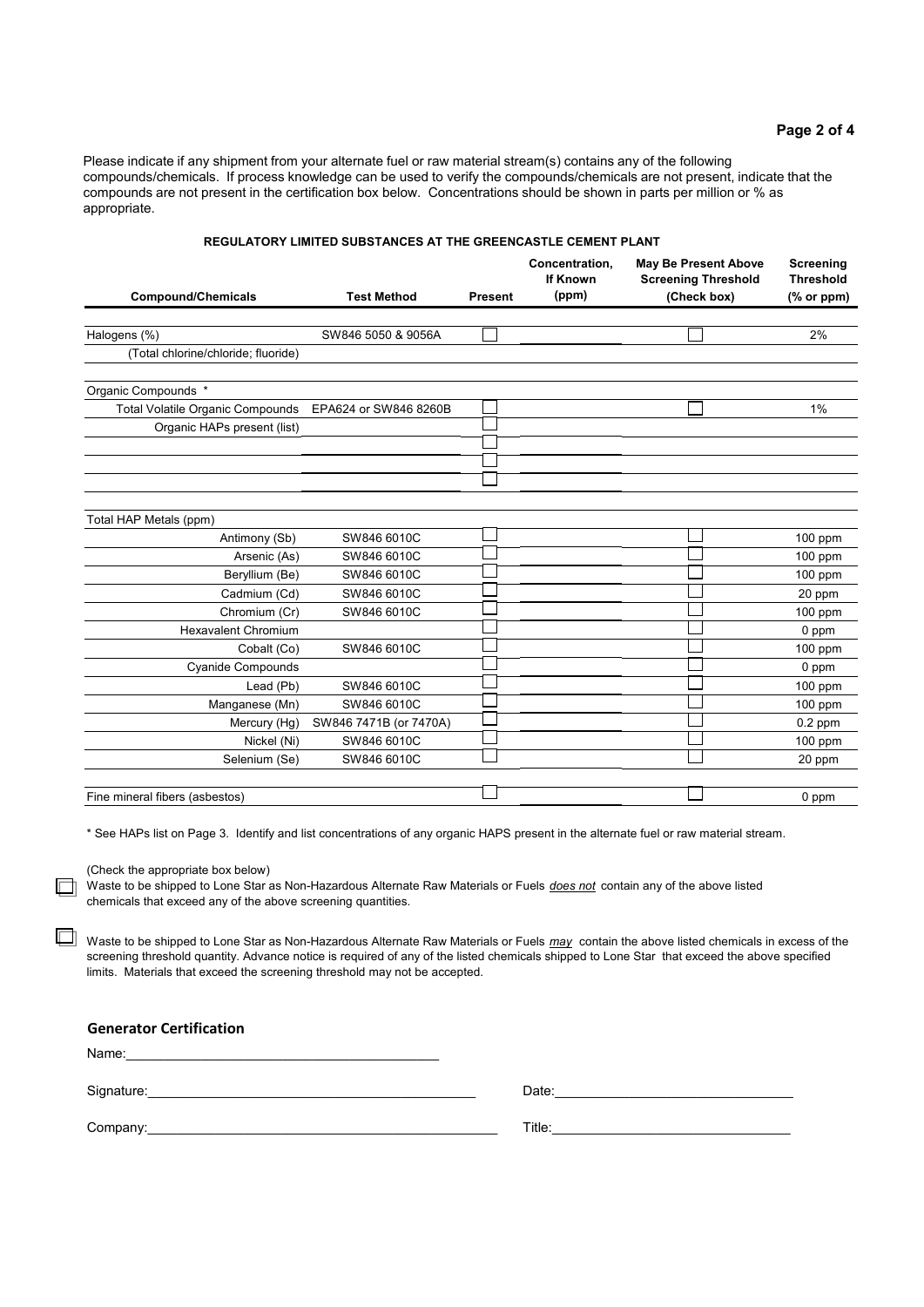Please indicate if any shipment from your alternate fuel or raw material stream(s) contains any of the following compounds/chemicals. If process knowledge can be used to verify the compounds/chemicals are not present, indicate that the compounds are not present in the certification box below. Concentrations should be shown in parts per million or % as appropriate.

**REGULATORY LIMITED SUBSTANCES AT THE GREENCASTLE CEMENT PLANT**

| Compound/Chemicals | Test Method | Present | Concentration, If Known (ppm) | May Be Present Above Screening Threshold (Check box) | Screening Threshold (% or ppm) |
|---|---|---|---|---|---|
| Halogens (%) | SW846 5050 & 9056A | ☐ | | ☐ | 2% |
| (Total chlorine/chloride; fluoride) | | | | | |
| Organic Compounds * | | | | | |
| Total Volatile Organic Compounds | EPA624 or SW846 8260B | ☐ | | ☐ | 1% |
| Organic HAPs present (list) | | ☐ | | | |
| | | ☐ | | | |
| | | ☐ | | | |
| | | ☐ | | | |
| Total HAP Metals (ppm) | | | | | |
| Antimony (Sb) | SW846 6010C | ☐ | | ☐ | 100 ppm |
| Arsenic (As) | SW846 6010C | ☐ | | ☐ | 100 ppm |
| Beryllium (Be) | SW846 6010C | ☐ | | ☐ | 100 ppm |
| Cadmium (Cd) | SW846 6010C | ☐ | | ☐ | 20 ppm |
| Chromium (Cr) | SW846 6010C | ☐ | | ☐ | 100 ppm |
| Hexavalent Chromium | | ☐ | | ☐ | 0 ppm |
| Cobalt (Co) | SW846 6010C | ☐ | | ☐ | 100 ppm |
| Cyanide Compounds | | ☐ | | ☐ | 0 ppm |
| Lead (Pb) | SW846 6010C | ☐ | | ☐ | 100 ppm |
| Manganese (Mn) | SW846 6010C | ☐ | | ☐ | 100 ppm |
| Mercury (Hg) | SW846 7471B (or 7470A) | ☐ | | ☐ | 0.2 ppm |
| Nickel (Ni) | SW846 6010C | ☐ | | ☐ | 100 ppm |
| Selenium (Se) | SW846 6010C | ☐ | | ☐ | 20 ppm |
| Fine mineral fibers (asbestos) | | ☐ | | ☐ | 0 ppm |

* See HAPs list on Page 3. Identify and list concentrations of any organic HAPS present in the alternate fuel or raw material stream.

(Check the appropriate box below)

☐ Waste to be shipped to Lone Star as Non-Hazardous Alternate Raw Materials or Fuels ***does not*** contain any of the above listed chemicals that exceed any of the above screening quantities.

☐ Waste to be shipped to Lone Star as Non-Hazardous Alternate Raw Materials or Fuels ***may*** contain the above listed chemicals in excess of the screening threshold quantity. Advance notice is required of any of the listed chemicals shipped to Lone Star that exceed the above specified limits. Materials that exceed the screening threshold may not be accepted.

## Generator Certification

Name:\_\_\_\_\_\_\_\_\_\_\_\_\_\_\_\_\_\_\_\_\_\_\_\_\_\_\_\_\_\_\_\_\_\_\_\_\_\_\_\_

Signature:\_\_\_\_\_\_\_\_\_\_\_\_\_\_\_\_\_\_\_\_\_\_\_\_\_\_\_\_\_\_\_\_\_\_\_\_\_\_\_\_ Date:\_\_\_\_\_\_\_\_\_\_\_\_\_\_\_\_\_\_\_\_\_\_\_\_\_\_\_\_\_\_

Company:\_\_\_\_\_\_\_\_\_\_\_\_\_\_\_\_\_\_\_\_\_\_\_\_\_\_\_\_\_\_\_\_\_\_\_\_\_\_\_\_ Title:\_\_\_\_\_\_\_\_\_\_\_\_\_\_\_\_\_\_\_\_\_\_\_\_\_\_\_\_\_\_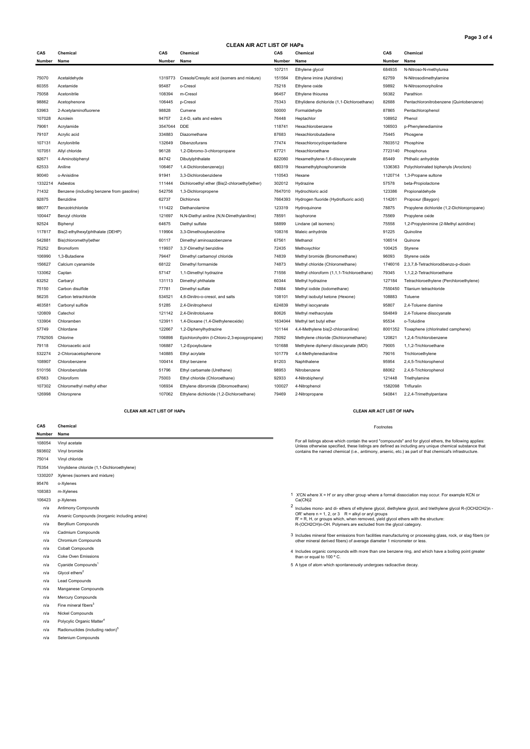## CLEAN AIR ACT LIST OF HAPs

| CAS Number | Chemical Name | CAS Number | Chemical Name | CAS Number | Chemical Name | CAS Number | Chemical Name |
|---|---|---|---|---|---|---|---|
| | | | | 107211 | Ethylene glycol | 684935 | N-Nitroso-N-methylurea |
| 75070 | Acetaldehyde | 1319773 | Cresols/Cresylic acid (isomers and mixture) | 151564 | Ethylene imine (Aziridine) | 62759 | N-Nitrosodimethylamine |
| 60355 | Acetamide | 95487 | o-Cresol | 75218 | Ethylene oxide | 59892 | N-Nitrosomorpholine |
| 75058 | Acetonitrile | 108394 | m-Cresol | 96457 | Ethylene thiourea | 56382 | Parathion |
| 98862 | Acetophenone | 106445 | p-Cresol | 75343 | Ethylidene dichloride (1,1-Dichloroethane) | 82688 | Pentachloronitrobenzene (Quintobenzene) |
| 53963 | 2-Acetylaminofluorene | 98828 | Cumene | 50000 | Formaldehyde | 87865 | Pentachlorophenol |
| 107028 | Acrolein | 94757 | 2,4-D, salts and esters | 76448 | Heptachlor | 108952 | Phenol |
| 79061 | Acrylamide | 3547044 | DDE | 118741 | Hexachlorobenzene | 106503 | p-Phenylenediamine |
| 79107 | Acrylic acid | 334883 | Diazomethane | 87683 | Hexachlorobutadiene | 75445 | Phosgene |
| 107131 | Acrylonitrile | 132649 | Dibenzofurans | 77474 | Hexachlorocyclopentadiene | 7803512 | Phosphine |
| 107051 | Allyl chloride | 96128 | 1,2-Dibromo-3-chloropropane | 67721 | Hexachloroethane | 7723140 | Phosphorus |
| 92671 | 4-Aminobiphenyl | 84742 | Dibutylphthalate | 822060 | Hexamethylene-1,6-diisocyanate | 85449 | Phthalic anhydride |
| 62533 | Aniline | 106467 | 1,4-Dichlorobenzene(p) | 680319 | Hexamethylphosphoramide | 1336363 | Polychlorinated biphenyls (Aroclors) |
| 90040 | o-Anisidine | 91941 | 3,3-Dichlorobenzidene | 110543 | Hexane | 1120714 | 1,3-Propane sultone |
| 1332214 | Asbestos | 111444 | Dichloroethyl ether (Bis(2-chloroethyl)ether) | 302012 | Hydrazine | 57578 | beta-Propiolactone |
| 71432 | Benzene (including benzene from gasoline) | 542756 | 1,3-Dichloropropene | 7647010 | Hydrochloric acid | 123386 | Propionaldehyde |
| 92875 | Benzidine | 62737 | Dichlorvos | 7664393 | Hydrogen fluoride (Hydrofluoric acid) | 114261 | Propoxur (Baygon) |
| 98077 | Benzotrichloride | 111422 | Diethanolamine | 123319 | Hydroquinone | 78875 | Propylene dichloride (1,2-Dichloropropane) |
| 100447 | Benzyl chloride | 121697 | N,N-Diethyl aniline (N,N-Dimethylaniline) | 78591 | Isophorone | 75569 | Propylene oxide |
| 92524 | Biphenyl | 64675 | Diethyl sulfate | 58899 | Lindane (all isomers) | 75558 | 1,2-Propylenimine (2-Methyl aziridine) |
| 117817 | Bis(2-ethylhexyl)phthalate (DEHP) | 119904 | 3,3-Dimethoxybenzidine | 108316 | Maleic anhydride | 91225 | Quinoline |
| 542881 | Bis(chloromethyl)ether | 60117 | Dimethyl aminoazobenzene | 67561 | Methanol | 106514 | Quinone |
| 75252 | Bromoform | 119937 | 3,3'-Dimethyl benzidine | 72435 | Methoxychlor | 100425 | Styrene |
| 106990 | 1,3-Butadiene | 79447 | Dimethyl carbamoyl chloride | 74839 | Methyl bromide (Bromomethane) | 96093 | Styrene oxide |
| 156627 | Calcium cyanamide | 68122 | Dimethyl formamide | 74873 | Methyl chloride (Chloromethane) | 1746016 | 2,3,7,8-Tetrachlorodibenzo-p-dioxin |
| 133062 | Captan | 57147 | 1,1-Dimethyl hydrazine | 71556 | Methyl chloroform (1,1,1-Trichloroethane) | 79345 | 1,1,2,2-Tetrachloroethane |
| 63252 | Carbaryl | 131113 | Dimethyl phthalate | 60344 | Methyl hydrazine | 127184 | Tetrachloroethylene (Perchloroethylene) |
| 75150 | Carbon disulfide | 77781 | Dimethyl sulfate | 74884 | Methyl iodide (Iodomethane) | 7550450 | Titanium tetrachloride |
| 56235 | Carbon tetrachloride | 534521 | 4,6-Dinitro-o-cresol, and salts | 108101 | Methyl isobutyl ketone (Hexone) | 108883 | Toluene |
| 463581 | Carbonyl sulfide | 51285 | 2,4-Dinitrophenol | 624839 | Methyl isocyanate | 95807 | 2,4-Toluene diamine |
| 120809 | Catechol | 121142 | 2,4-Dinitrotoluene | 80626 | Methyl methacrylate | 584849 | 2,4-Toluene diisocyanate |
| 133904 | Chloramben | 123911 | 1,4-Dioxane (1,4-Diethyleneoxide) | 1634044 | Methyl tert butyl ether | 95534 | o-Toluidine |
| 57749 | Chlordane | 122667 | 1,2-Diphenylhydrazine | 101144 | 4,4-Methylene bis(2-chloroaniline) | 8001352 | Toxaphene (chlorinated camphene) |
| 7782505 | Chlorine | 106898 | Epichlorohydrin (l-Chloro-2,3-epoxypropane) | 75092 | Methylene chloride (Dichloromethane) | 120821 | 1,2,4-Trichlorobenzene |
| 79118 | Chloroacetic acid | 106887 | 1,2-Epoxybutane | 101688 | Methylene diphenyl diisocyanate (MDI) | 79005 | 1,1,2-Trichloroethane |
| 532274 | 2-Chloroacetophenone | 140885 | Ethyl acrylate | 101779 | 4,4-Methylenedianiline | 79016 | Trichloroethylene |
| 108907 | Chlorobenzene | 100414 | Ethyl benzene | 91203 | Naphthalene | 95954 | 2,4,5-Trichlorophenol |
| 510156 | Chlorobenzilate | 51796 | Ethyl carbamate (Urethane) | 98953 | Nitrobenzene | 88062 | 2,4,6-Trichlorophenol |
| 67663 | Chloroform | 75003 | Ethyl chloride (Chloroethane) | 92933 | 4-Nitrobiphenyl | 121448 | Triethylamine |
| 107302 | Chloromethyl methyl ether | 106934 | Ethylene dibromide (Dibromoethane) | 100027 | 4-Nitrophenol | 1582098 | Trifluralin |
| 126998 | Chloroprene | 107062 | Ethylene dichloride (1,2-Dichloroethane) | 79469 | 2-Nitropropane | 540841 | 2,2,4-Trimethylpentane |

## CLEAN AIR ACT LIST OF HAPs

| CAS Number | Chemical Name |
|---|---|
| 108054 | Vinyl acetate |
| 593602 | Vinyl bromide |
| 75014 | Vinyl chloride |
| 75354 | Vinylidene chloride (1,1-Dichloroethylene) |
| 1330207 | Xylenes (isomers and mixture) |
| 95476 | o-Xylenes |
| 108383 | m-Xylenes |
| 106423 | p-Xylenes |
| n/a | Antimony Compounds |
| n/a | Arsenic Compounds (inorganic including arsine) |
| n/a | Beryllium Compounds |
| n/a | Cadmium Compounds |
| n/a | Chromium Compounds |
| n/a | Cobalt Compounds |
| n/a | Coke Oven Emissions |
| n/a | Cyanide Compounds[1] |
| n/a | Glycol ethers[2] |
| n/a | Lead Compounds |
| n/a | Manganese Compounds |
| n/a | Mercury Compounds |
| n/a | Fine mineral fibers[3] |
| n/a | Nickel Compounds |
| n/a | Polycylic Organic Matter[4] |
| n/a | Radionuclides (including radon)[5] |
| n/a | Selenium Compounds |

## CLEAN AIR ACT LIST OF HAPs

Footnotes

For all listings above which contain the word "compounds" and for glycol ethers, the following applies: Unless otherwise specified, these listings are defined as including any unique chemical substance that contains the named chemical (i.e., antimony, arsenic, etc.) as part of that chemical's infrastructure.

1 X'CN where X = H' or any other group where a formal dissociation may occur. For example KCN or $Ca(CN)_2$

2 Includes mono- and di- ethers of ethylene glycol, diethylene glycol, and triethylene glycol R-$(OCH_2CH_2)_n$-OR' where n = 1, 2, or 3 R = alkyl or aryl groups
R' = R, H, or groups which, when removed, yield glycol ethers with the structure:
R-$(OCH_2CH)_n$-OH. Polymers are excluded from the glycol category.

3 Includes mineral fiber emissions from facilities manufacturing or processing glass, rock, or slag fibers (or other mineral derived fibers) of average diameter 1 micrometer or less.

4 Includes organic compounds with more than one benzene ring, and which have a boiling point greater than or equal to 100 ° C.

5 A type of atom which spontaneously undergoes radioactive decay.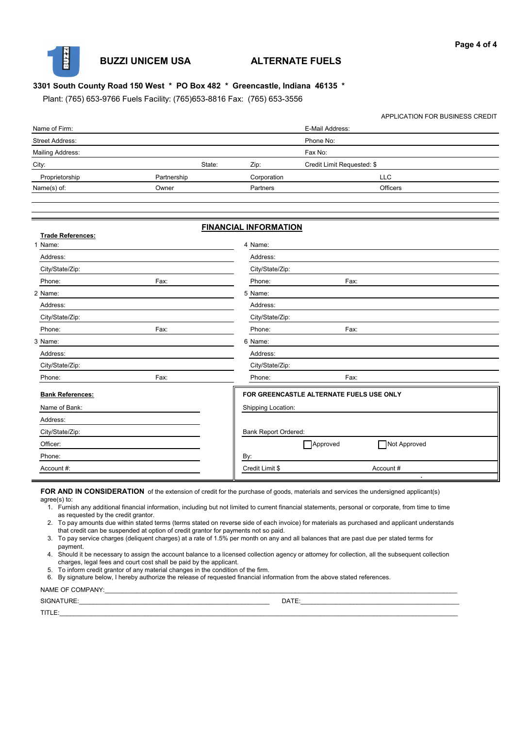# BUZZI UNICEM USA — ALTERNATE FUELS

**3301 South County Road 150 West * PO Box 482 * Greencastle, Indiana 46135 ***

Plant: (765) 653-9766 Fuels Facility: (765)653-8816 Fax: (765) 653-3556

APPLICATION FOR BUSINESS CREDIT

| | | | |
|---|---|---|---|
| Name of Firm: | | | E-Mail Address: |
| Street Address: | | | Phone No: |
| Mailing Address: | | | Fax No: |
| City: | State: | Zip: | Credit Limit Requested: $ |
| Proprietorship | Partnership | Corporation | LLC |
| Name(s) of: | Owner | Partners | Officers |

## FINANCIAL INFORMATION

**Trade References:**

| | | | |
|---|---|---|---|
| 1 Name: | | 4 Name: | |
| Address: | | Address: | |
| City/State/Zip: | | City/State/Zip: | |
| Phone: | Fax: | Phone: | Fax: |
| 2 Name: | | 5 Name: | |
| Address: | | Address: | |
| City/State/Zip: | | City/State/Zip: | |
| Phone: | Fax: | Phone: | Fax: |
| 3 Name: | | 6 Name: | |
| Address: | | Address: | |
| City/State/Zip: | | City/State/Zip: | |
| Phone: | Fax: | Phone: | Fax: |

| **Bank References:** | **FOR GREENCASTLE ALTERNATE FUELS USE ONLY** | |
|---|---|---|
| Name of Bank: | Shipping Location: | |
| Address: | | |
| City/State/Zip: | Bank Report Ordered: | |
| Officer: | ☐ Approved | ☐ Not Approved |
| Phone: | By: | |
| Account #: | Credit Limit $ | Account # |

**FOR AND IN CONSIDERATION** of the extension of credit for the purchase of goods, materials and services the undersigned applicant(s) agree(s) to:

1. Furnish any additional financial information, including but not limited to current financial statements, personal or corporate, from time to time as requested by the credit grantor.
2. To pay amounts due within stated terms (terms stated on reverse side of each invoice) for materials as purchased and applicant understands that credit can be suspended at option of credit grantor for payments not so paid.
3. To pay service charges (deliquent charges) at a rate of 1.5% per month on any and all balances that are past due per stated terms for payment.
4. Should it be necessary to assign the account balance to a licensed collection agency or attorney for collection, all the subsequent collection charges, legal fees and court cost shall be paid by the applicant.
5. To inform credit grantor of any material changes in the condition of the firm.
6. By signature below, I hereby authorize the release of requested financial information from the above stated references.

NAME OF COMPANY:\_\_\_\_\_\_\_\_\_\_\_\_\_\_\_\_\_\_\_\_\_\_\_\_\_\_\_\_\_\_\_\_\_\_\_\_\_\_\_\_

SIGNATURE:\_\_\_\_\_\_\_\_\_\_\_\_\_\_\_\_\_\_\_\_\_\_\_\_\_\_\_\_ DATE:\_\_\_\_\_\_\_\_\_\_\_\_\_\_\_\_\_\_\_\_\_\_\_\_

TITLE:\_\_\_\_\_\_\_\_\_\_\_\_\_\_\_\_\_\_\_\_\_\_\_\_\_\_\_\_\_\_\_\_\_\_\_\_\_\_\_\_\_\_\_\_\_\_\_\_\_\_